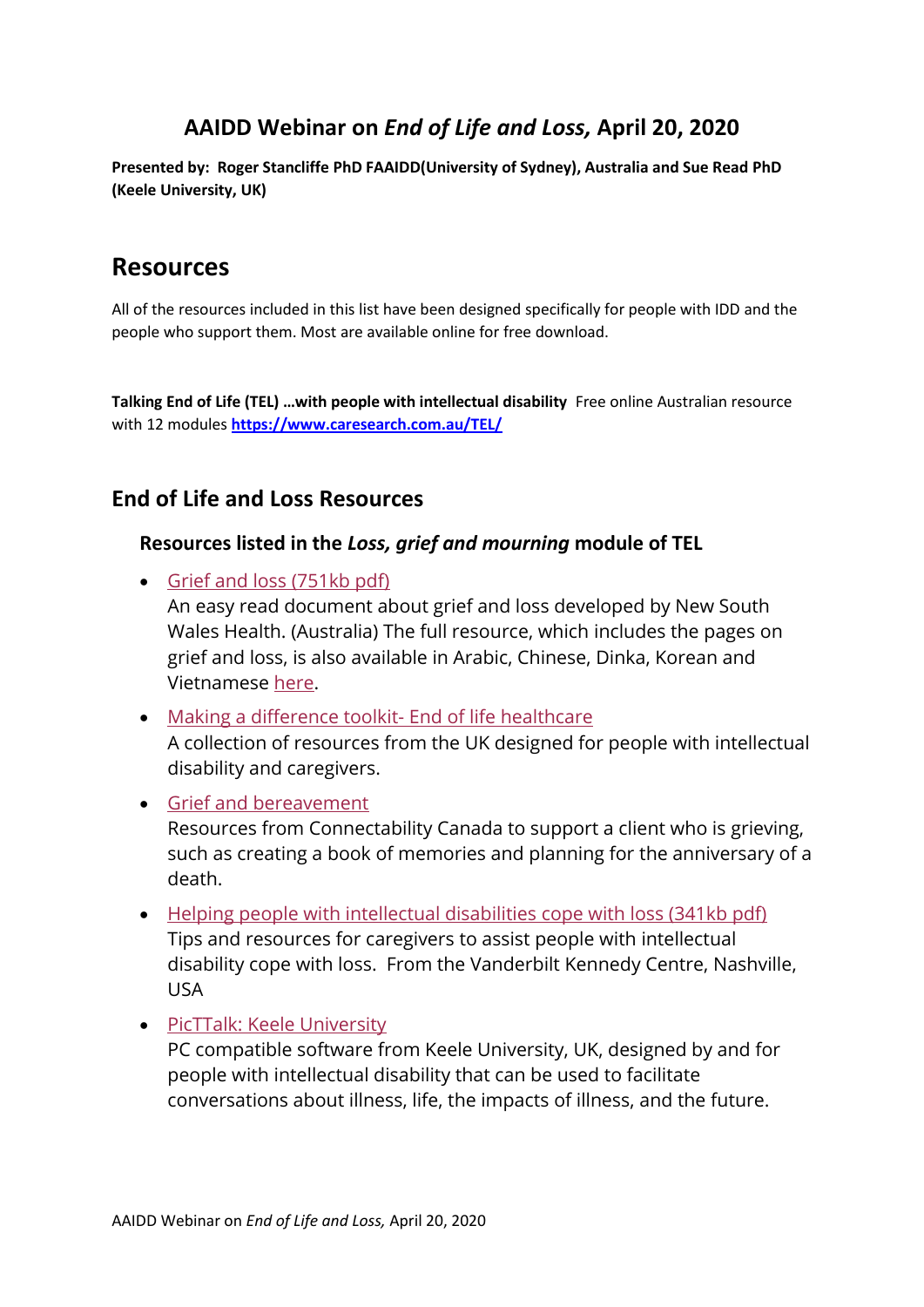# AAIDD Webinar on *End of Life and Loss,* April 20, 2020

**Presented by: Roger Stancliffe PhD FAAIDD(University of Sydney), Australia and Sue Read PhD (Keele University, UK)**

## Resources

All of the resources included in this list have been designed specifically for people with IDD and the people who support them. Most are available online for free download.

**Talking End of Life (TEL) …with people with intellectual disability** Free online Australian resource with 12 modules **https://www.caresearch.com.au/TEL/**

## End of Life and Loss Resources

### Resources listed in the *Loss, grief and mourning* module of TEL

- Grief and loss (751kb pdf)
  An easy read document about grief and loss developed by New South Wales Health. (Australia) The full resource, which includes the pages on grief and loss, is also available in Arabic, Chinese, Dinka, Korean and Vietnamese here.
- Making a difference toolkit- End of life healthcare
  A collection of resources from the UK designed for people with intellectual disability and caregivers.
- Grief and bereavement
  Resources from Connectability Canada to support a client who is grieving, such as creating a book of memories and planning for the anniversary of a death.
- Helping people with intellectual disabilities cope with loss (341kb pdf)
  Tips and resources for caregivers to assist people with intellectual disability cope with loss. From the Vanderbilt Kennedy Centre, Nashville, USA
- PicTTalk: Keele University
  PC compatible software from Keele University, UK, designed by and for people with intellectual disability that can be used to facilitate conversations about illness, life, the impacts of illness, and the future.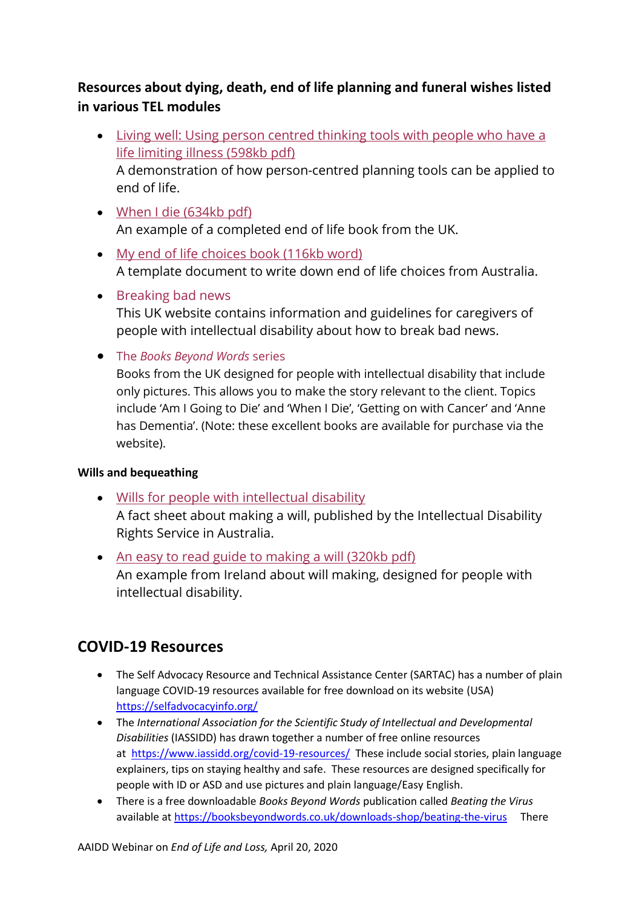**Resources about dying, death, end of life planning and funeral wishes listed in various TEL modules**

- Living well: Using person centred thinking tools with people who have a life limiting illness (598kb pdf)
  A demonstration of how person-centred planning tools can be applied to end of life.
- When I die (634kb pdf)
  An example of a completed end of life book from the UK.
- My end of life choices book (116kb word)
  A template document to write down end of life choices from Australia.
- Breaking bad news
  This UK website contains information and guidelines for caregivers of people with intellectual disability about how to break bad news.
- The *Books Beyond Words* series
  Books from the UK designed for people with intellectual disability that include only pictures. This allows you to make the story relevant to the client. Topics include 'Am I Going to Die' and 'When I Die', 'Getting on with Cancer' and 'Anne has Dementia'. (Note: these excellent books are available for purchase via the website).

**Wills and bequeathing**

- Wills for people with intellectual disability
  A fact sheet about making a will, published by the Intellectual Disability Rights Service in Australia.
- An easy to read guide to making a will (320kb pdf)
  An example from Ireland about will making, designed for people with intellectual disability.

## COVID-19 Resources

- The Self Advocacy Resource and Technical Assistance Center (SARTAC) has a number of plain language COVID-19 resources available for free download on its website (USA) https://selfadvocacyinfo.org/
- The *International Association for the Scientific Study of Intellectual and Developmental Disabilities* (IASSIDD) has drawn together a number of free online resources at https://www.iassidd.org/covid-19-resources/ These include social stories, plain language explainers, tips on staying healthy and safe. These resources are designed specifically for people with ID or ASD and use pictures and plain language/Easy English.
- There is a free downloadable *Books Beyond Words* publication called *Beating the Virus* available at https://booksbeyondwords.co.uk/downloads-shop/beating-the-virus There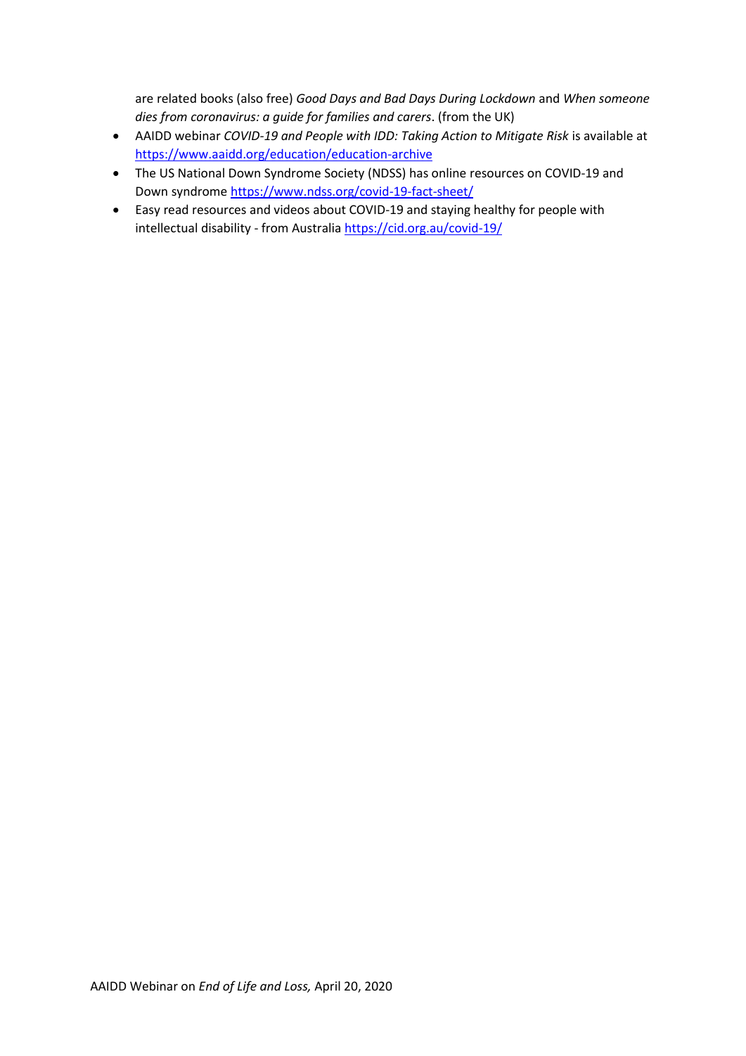are related books (also free) *Good Days and Bad Days During Lockdown* and *When someone dies from coronavirus: a guide for families and carers*. (from the UK)

- AAIDD webinar *COVID-19 and People with IDD: Taking Action to Mitigate Risk* is available at https://www.aaidd.org/education/education-archive
- The US National Down Syndrome Society (NDSS) has online resources on COVID-19 and Down syndrome https://www.ndss.org/covid-19-fact-sheet/
- Easy read resources and videos about COVID-19 and staying healthy for people with intellectual disability - from Australia https://cid.org.au/covid-19/